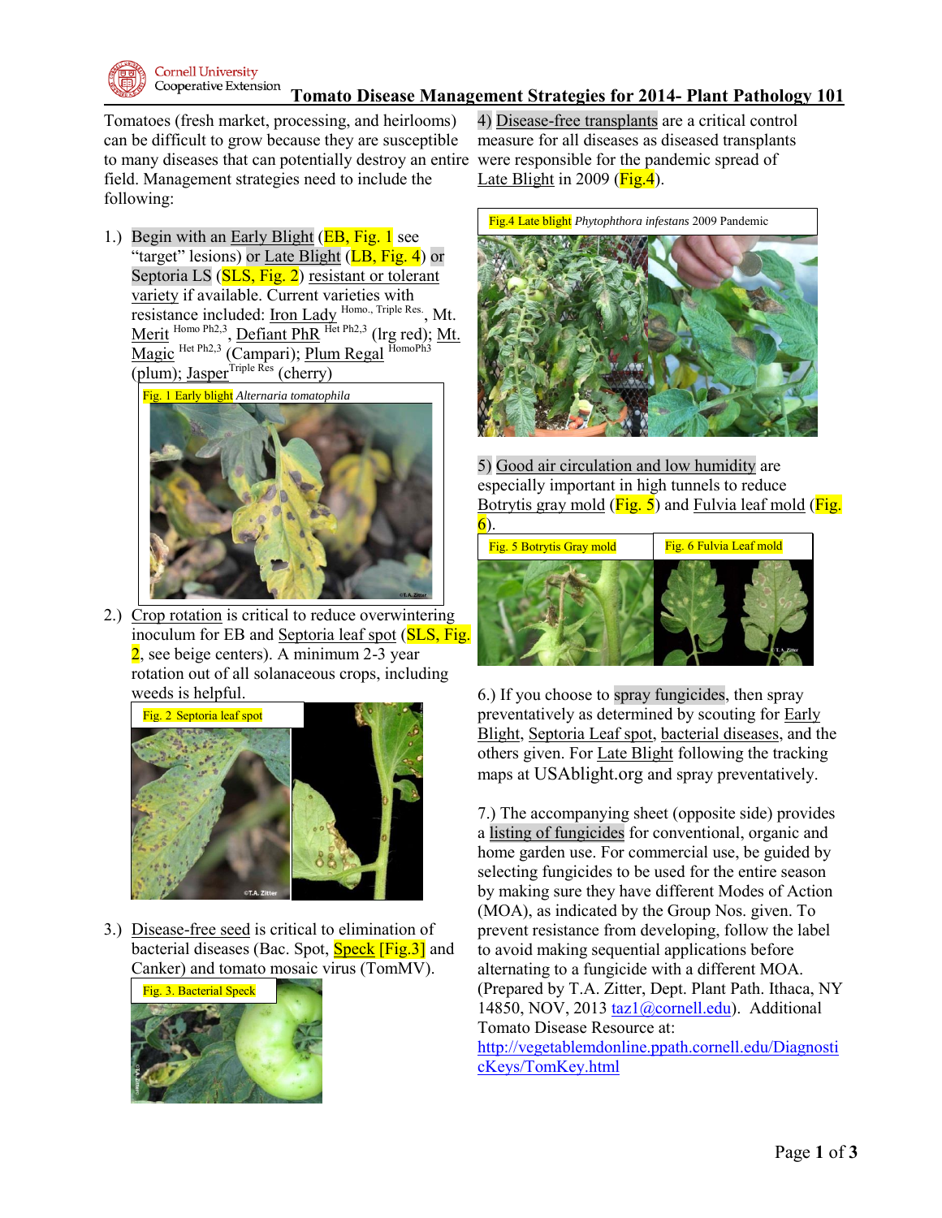# Tomato Disease Management Strategies for 2014- Plant Pathology 101

Cornell University Cooperative Extension

Tomatoes (fresh market, processing, and heirlooms) can be difficult to grow because they are susceptible to many diseases that can potentially destroy an entire field. Management strategies need to include the following:

1.) Begin with an Early Blight (EB, Fig. 1 see "target" lesions) or Late Blight (LB, Fig. 4) or Septoria LS (SLS, Fig. 2) resistant or tolerant variety if available. Current varieties with resistance included: Iron Lady [Homo., Triple Res.], Mt. Merit [Homo Ph2,3], Defiant PhR [Het Ph2,3] (lrg red); Mt. Magic [Het Ph2,3] (Campari); Plum Regal [HomoPh3] (plum); Jasper[Triple Res] (cherry)

Fig. 1 Early blight *Alternaria tomatophila*

2.) Crop rotation is critical to reduce overwintering inoculum for EB and Septoria leaf spot (SLS, Fig. 2, see beige centers). A minimum 2-3 year rotation out of all solanaceous crops, including weeds is helpful.

Fig. 2 Septoria leaf spot

3.) Disease-free seed is critical to elimination of bacterial diseases (Bac. Spot, Speck [Fig.3] and Canker) and tomato mosaic virus (TomMV).

Fig. 3. Bacterial Speck

4) Disease-free transplants are a critical control measure for all diseases as diseased transplants were responsible for the pandemic spread of Late Blight in 2009 (Fig.4).

Fig.4 Late blight *Phytophthora infestans* 2009 Pandemic

5) Good air circulation and low humidity are especially important in high tunnels to reduce Botrytis gray mold (Fig. 5) and Fulvia leaf mold (Fig. 6).

Fig. 5 Botrytis Gray mold

Fig. 6 Fulvia Leaf mold

6.) If you choose to spray fungicides, then spray preventatively as determined by scouting for Early Blight, Septoria Leaf spot, bacterial diseases, and the others given. For Late Blight following the tracking maps at USAblight.org and spray preventatively.

7.) The accompanying sheet (opposite side) provides a listing of fungicides for conventional, organic and home garden use. For commercial use, be guided by selecting fungicides to be used for the entire season by making sure they have different Modes of Action (MOA), as indicated by the Group Nos. given. To prevent resistance from developing, follow the label to avoid making sequential applications before alternating to a fungicide with a different MOA. (Prepared by T.A. Zitter, Dept. Plant Path. Ithaca, NY 14850, NOV, 2013 taz1@cornell.edu). Additional Tomato Disease Resource at: http://vegetablemdonline.ppath.cornell.edu/DiagnosticKeys/TomKey.html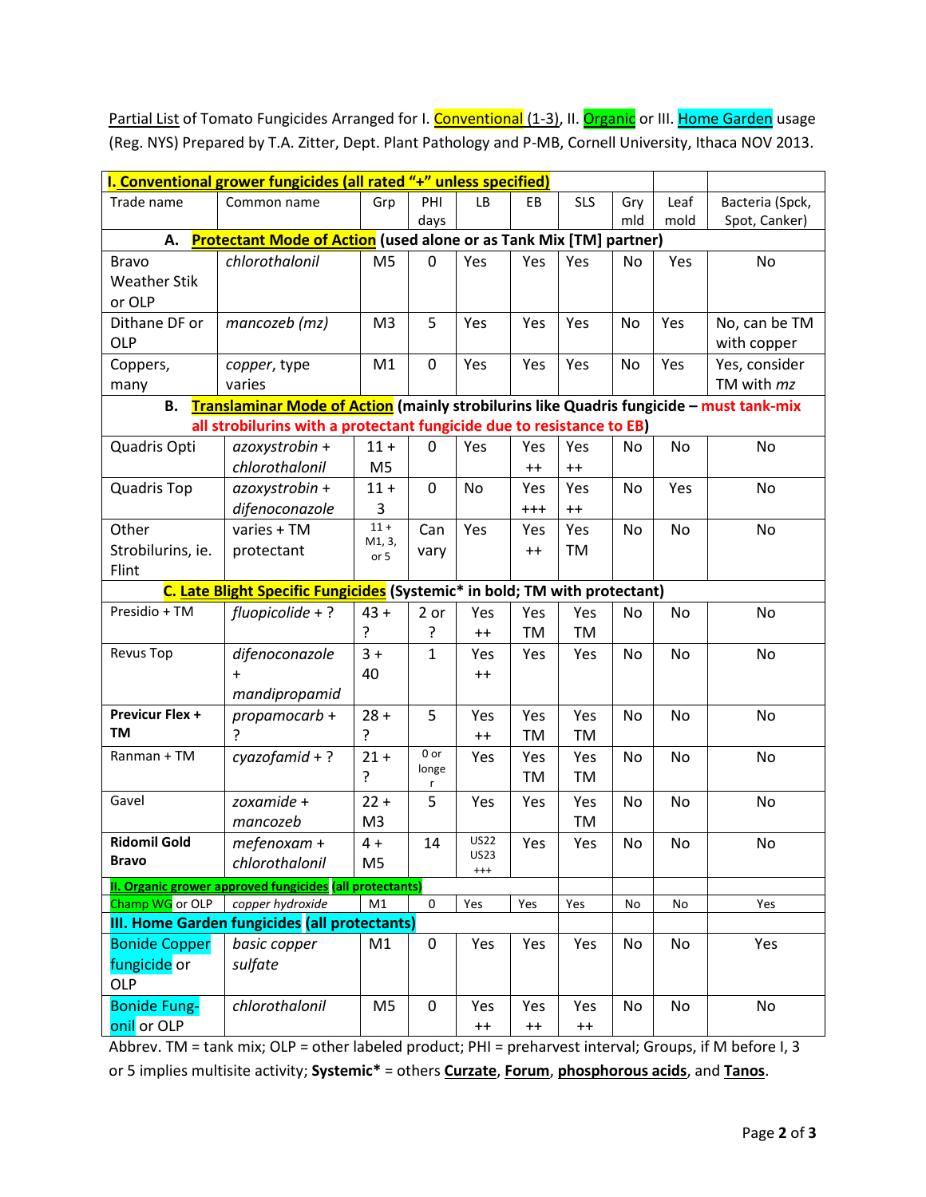Partial List of Tomato Fungicides Arranged for I. Conventional (1-3), II. Organic or III. Home Garden usage (Reg. NYS) Prepared by T.A. Zitter, Dept. Plant Pathology and P-MB, Cornell University, Ithaca NOV 2013.

| I. Conventional grower fungicides (all rated "+" unless specified) | | | | | | | | | |
|---|---|---|---|---|---|---|---|---|---|
| Trade name | Common name | Grp | PHI days | LB | EB | SLS | Gry mld | Leaf mold | Bacteria (Spck, Spot, Canker) |
| **A. Protectant Mode of Action (used alone or as Tank Mix [TM] partner)** | | | | | | | | | |
| Bravo Weather Stik or OLP | *chlorothalonil* | M5 | 0 | Yes | Yes | Yes | No | Yes | No |
| Dithane DF or OLP | *mancozeb (mz)* | M3 | 5 | Yes | Yes | Yes | No | Yes | No, can be TM with copper |
| Coppers, many | *copper*, type varies | M1 | 0 | Yes | Yes | Yes | No | Yes | Yes, consider TM with *mz* |
| **B. Translaminar Mode of Action (mainly strobilurins like Quadris fungicide – must tank-mix all strobilurins with a protectant fungicide due to resistance to EB)** | | | | | | | | | |
| Quadris Opti | *azoxystrobin + chlorothalonil* | 11 + M5 | 0 | Yes | Yes ++ | Yes ++ | No | No | No |
| Quadris Top | *azoxystrobin + difenoconazole* | 11 + 3 | 0 | No | Yes +++ | Yes ++ | No | Yes | No |
| Other Strobilurins, ie. Flint | varies + TM protectant | 11 + M1, 3, or 5 | Can vary | Yes | Yes ++ | Yes TM | No | No | No |
| **C. Late Blight Specific Fungicides (Systemic* in bold; TM with protectant)** | | | | | | | | | |
| Presidio + TM | *fluopicolide + ?* | 43 + ? | 2 or ? | Yes ++ | Yes TM | Yes TM | No | No | No |
| Revus Top | *difenoconazole + mandipropamid* | 3 + 40 | 1 | Yes ++ | Yes | Yes | No | No | No |
| **Previcur Flex + TM** | *propamocarb + ?* | 28 + ? | 5 | Yes ++ | Yes TM | Yes TM | No | No | No |
| Ranman + TM | *cyazofamid + ?* | 21 + ? | 0 or longer | Yes | Yes TM | Yes TM | No | No | No |
| Gavel | *zoxamide + mancozeb* | 22 + M3 | 5 | Yes | Yes | Yes TM | No | No | No |
| **Ridomil Gold Bravo** | *mefenoxam + chlorothalonil* | 4 + M5 | 14 | US22 US23 +++ | Yes | Yes | No | No | No |
| **II. Organic grower approved fungicides (all protectants)** | | | | | | | | | |
| Champ WG or OLP | *copper hydroxide* | M1 | 0 | Yes | Yes | Yes | No | No | Yes |
| **III. Home Garden fungicides (all protectants)** | | | | | | | | | |
| Bonide Copper fungicide or OLP | *basic copper sulfate* | M1 | 0 | Yes | Yes | Yes | No | No | Yes |
| Bonide Fung-onil or OLP | *chlorothalonil* | M5 | 0 | Yes ++ | Yes ++ | Yes ++ | No | No | No |

Abbrev. TM = tank mix; OLP = other labeled product; PHI = preharvest interval; Groups, if M before I, 3 or 5 implies multisite activity; **Systemic*** = others **Curzate**, **Forum**, **phosphorous acids**, and **Tanos**.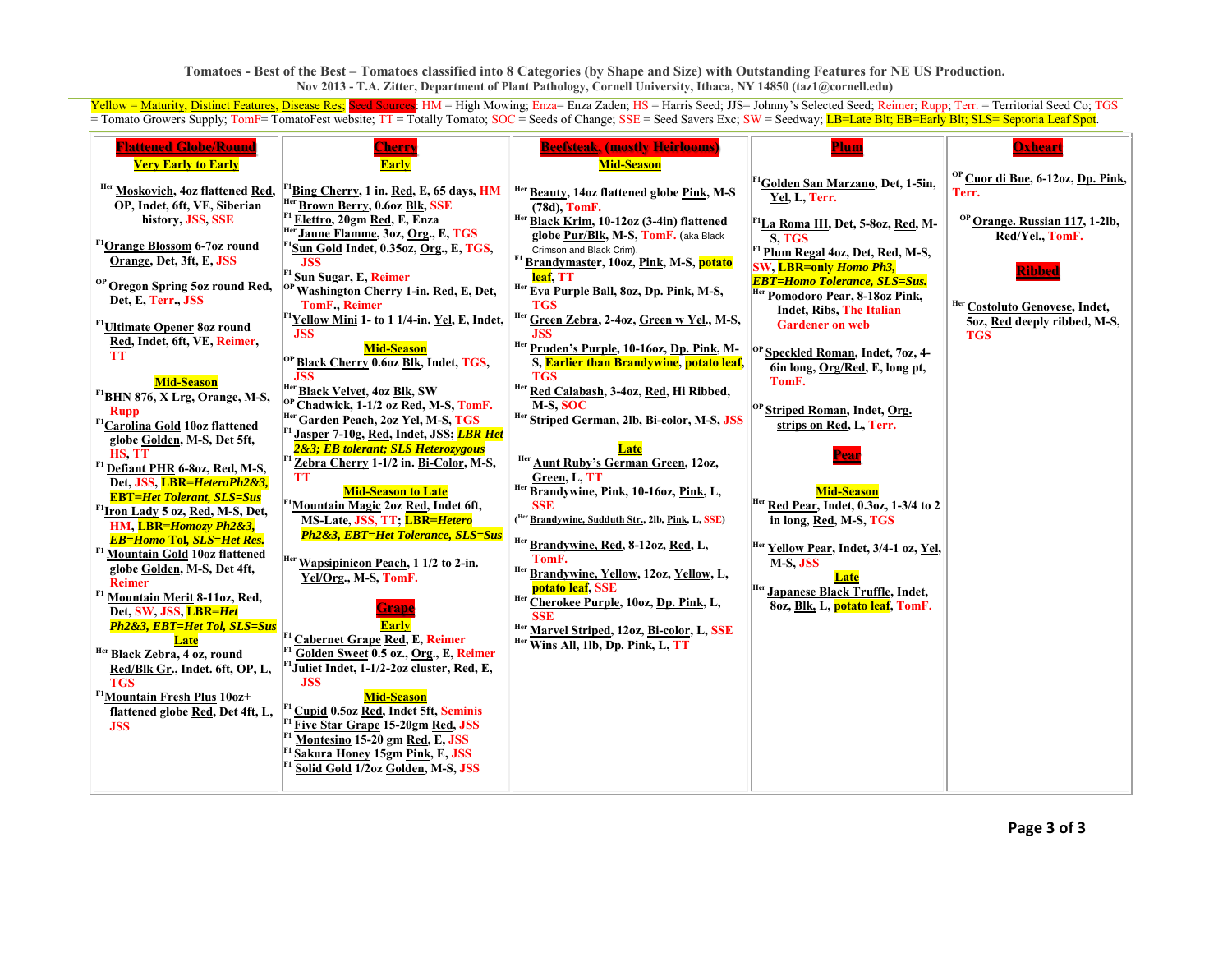**Tomatoes - Best of the Best – Tomatoes classified into 8 Categories (by Shape and Size) with Outstanding Features for NE US Production.**
**Nov 2013 - T.A. Zitter, Department of Plant Pathology, Cornell University, Ithaca, NY 14850 (taz1@cornell.edu)**

Yellow = Maturity, Distinct Features, Disease Res; Seed Sources: HM = High Mowing; Enza= Enza Zaden; HS = Harris Seed; JJS= Johnny's Selected Seed; Reimer; Rupp; Terr. = Territorial Seed Co; TGS = Tomato Growers Supply; TomF= TomatoFest website; TT = Totally Tomato; SOC = Seeds of Change; SSE = Seed Savers Exc; SW = Seedway; LB=Late Blt; EB=Early Blt; SLS= Septoria Leaf Spot.

## Flattened Globe/Round

### Very Early to Early

- Her Moskovich, 4oz flattened Red, OP, Indet, 6ft, VE, Siberian history, JSS, SSE
- F1 Orange Blossom 6-7oz round Orange, Det, 3ft, E, JSS
- OP Oregon Spring 5oz round Red, Det, E, Terr., JSS
- F1 Ultimate Opener 8oz round Red, Indet, 6ft, VE, Reimer, TT

### Mid-Season

- F1 BHN 876, X Lrg, Orange, M-S, Rupp
- F1 Carolina Gold 10oz flattened globe Golden, M-S, Det 5ft, HS, TT
- F1 Defiant PHR 6-8oz, Red, M-S, Det, JSS, LBR=HeteroPh2&3, EBT=Het Tolerant, SLS=Sus
- F1 Iron Lady 5 oz, Red, M-S, Det, HM, LBR=Homozy Ph2&3, EB=Homo Tol, SLS=Het Res.
- F1 Mountain Gold 10oz flattened globe Golden, M-S, Det 4ft, Reimer
- F1 Mountain Merit 8-11oz, Red, Det, SW, JSS, LBR=Het Ph2&3, EBT=Het Tol, SLS=Sus

### Late

- Her Black Zebra, 4 oz, round Red/Blk Gr., Indet. 6ft, OP, L, TGS
- F1 Mountain Fresh Plus 10oz+ flattened globe Red, Det 4ft, L, JSS

## Cherry

### Early

- F1 Bing Cherry, 1 in. Red, E, 65 days, HM
- Her Brown Berry, 0.6oz Blk, SSE
- F1 Elettro, 20gm Red, E, Enza
- Her Jaune Flamme, 3oz, Org., E, TGS
- F1 Sun Gold Indet, 0.35oz, Org., E, TGS, JSS
- F1 Sun Sugar, E, Reimer
- OP Washington Cherry 1-in. Red, E, Det, TomF., Reimer
- F1 Yellow Mini 1- to 1 1/4-in. Yel, E, Indet, JSS

### Mid-Season

- OP Black Cherry 0.6oz Blk, Indet, TGS, JSS
- Her Black Velvet, 4oz Blk, SW
- OP Chadwick, 1-1/2 oz Red, M-S, TomF.
- Her Garden Peach, 2oz Yel, M-S, TGS
- F1 Jasper 7-10g, Red, Indet, JSS; LBR Het 2&3; EB tolerant; SLS Heterozygous
- F1 Zebra Cherry 1-1/2 in. Bi-Color, M-S, TT

### Mid-Season to Late

- F1 Mountain Magic 2oz Red, Indet 6ft, MS-Late, JSS, TT; LBR=Hetero Ph2&3, EBT=Het Tolerance, SLS=Sus
- Her Wapsipinicon Peach, 1 1/2 to 2-in. Yel/Org., M-S, TomF.

## Grape

### Early

- F1 Cabernet Grape Red, E, Reimer
- F1 Golden Sweet 0.5 oz., Org., E, Reimer
- F1 Juliet Indet 1-1/2-2oz cluster, Red, E, JSS

### Mid-Season

- F1 Cupid 0.5oz Red, Indet 5ft, Seminis
- F1 Five Star Grape 15-20gm Red, JSS
- F1 Montesino 15-20 gm Red, E, JSS
- F1 Sakura Honey 15gm Pink, E, JSS
- F1 Solid Gold 1/2oz Golden, M-S, JSS

## Beefsteak, (mostly Heirlooms)

### Mid-Season

- Her Beauty, 14oz flattened globe Pink, M-S (78d), TomF.
- Her Black Krim, 10-12oz (3-4in) flattened globe Pur/Blk, M-S, TomF. (aka Black Crimson and Black Crim).
- F1 Brandymaster, 10oz, Pink, M-S, potato leaf, TT
- Her Eva Purple Ball, 8oz, Dp. Pink, M-S, TGS
- Her Green Zebra, 2-4oz, Green w Yel., M-S, JSS
- Her Pruden's Purple, 10-16oz, Dp. Pink, M-S, Earlier than Brandywine, potato leaf, TGS
- Her Red Calabash, 3-4oz, Red, Hi Ribbed, M-S, SOC
- Her Striped German, 2lb, Bi-color, M-S, JSS

### Late

- Her Aunt Ruby's German Green, 12oz, Green, L, TT
- Her Brandywine, Pink, 10-16oz, Pink, L, SSE
- (Her Brandywine, Sudduth Str., 2lb, Pink, L, SSE)
- Her Brandywine, Red, 8-12oz, Red, L, TomF.
- Her Brandywine, Yellow, 12oz, Yellow, L, potato leaf, SSE
- Her Cherokee Purple, 10oz, Dp. Pink, L, SSE
- Her Marvel Striped, 12oz, Bi-color, L, SSE
- Her Wins All, 1lb, Dp. Pink, L, TT

## Plum

- F1 Golden San Marzano, Det, 1-5in, Yel, L, Terr.
- F1 La Roma III, Det, 5-8oz, Red, M-S, TGS
- F1 Plum Regal 4oz, Det, Red, M-S, SW, LBR=only Homo Ph3, EBT=Homo Tolerance, SLS=Sus.
- Her Pomodoro Pear, 8-18oz Pink, Indet, Ribs, The Italian Gardener on web
- OP Speckled Roman, Indet, 7oz, 4-6in long, Org/Red, E, long pt, TomF.
- OP Striped Roman, Indet, Org. strips on Red, L, Terr.

## Pear

### Mid-Season

- Her Red Pear, Indet, 0.3oz, 1-3/4 to 2 in long, Red, M-S, TGS
- Her Yellow Pear, Indet, 3/4-1 oz, Yel, M-S, JSS

### Late

- Her Japanese Black Truffle, Indet, 8oz, Blk, L, potato leaf, TomF.

## Oxheart

- OP Cuor di Bue, 6-12oz, Dp. Pink, Terr.
- OP Orange. Russian 117, 1-2lb, Red/Yel., TomF.

## Ribbed

- Her Costoluto Genovese, Indet, 5oz, Red deeply ribbed, M-S, TGS